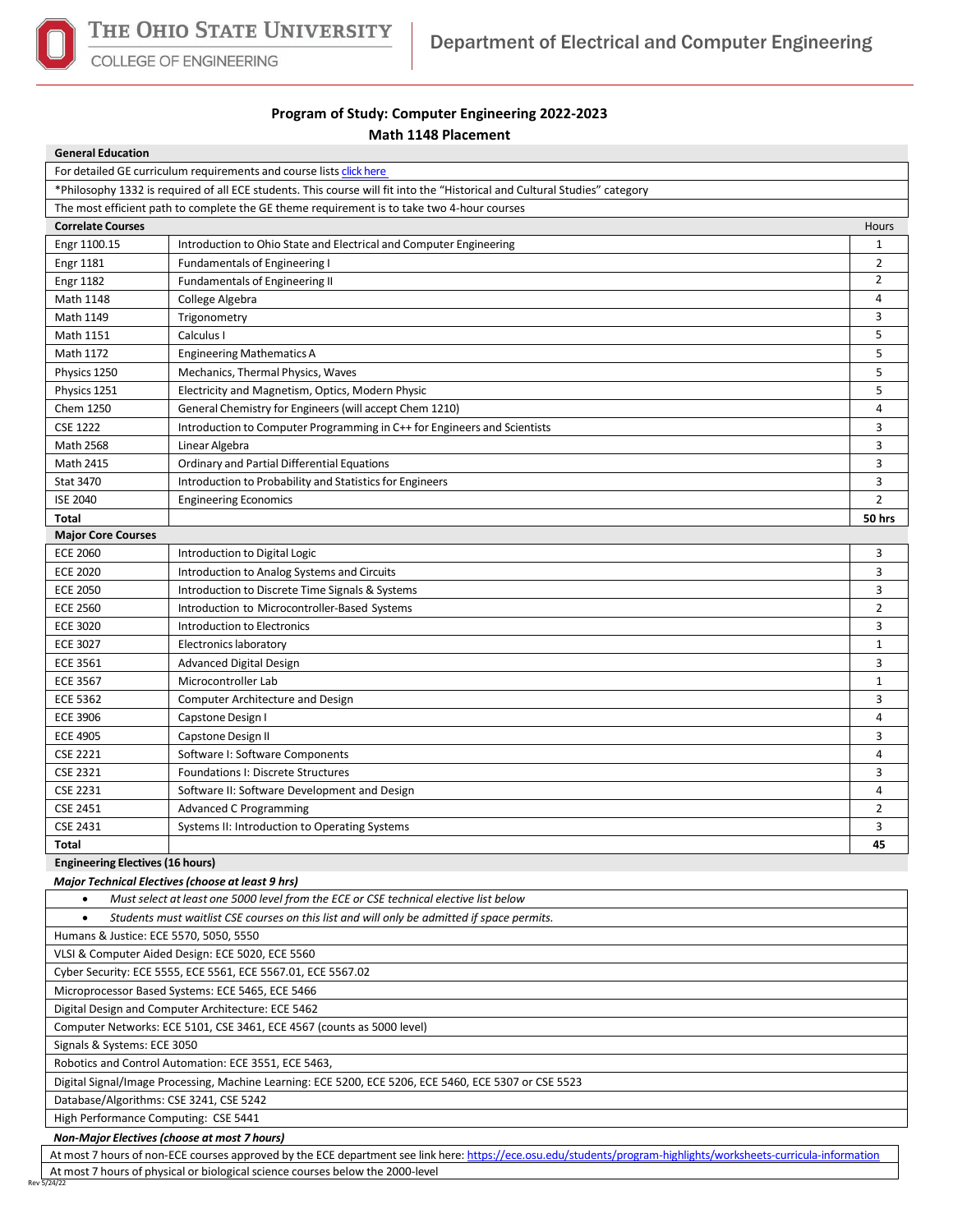The Ohio State University
College of Engineering

Department of Electrical and Computer Engineering

# Program of Study: Computer Engineering 2022-2023

## Math 1148 Placement

### General Education

For detailed GE curriculum requirements and course lists click here

*Philosophy 1332 is required of all ECE students. This course will fit into the "Historical and Cultural Studies" category

The most efficient path to complete the GE theme requirement is to take two 4-hour courses

### Correlate Courses

| Course | Title | Hours |
|---|---|---|
| Engr 1100.15 | Introduction to Ohio State and Electrical and Computer Engineering | 1 |
| Engr 1181 | Fundamentals of Engineering I | 2 |
| Engr 1182 | Fundamentals of Engineering II | 2 |
| Math 1148 | College Algebra | 4 |
| Math 1149 | Trigonometry | 3 |
| Math 1151 | Calculus I | 5 |
| Math 1172 | Engineering Mathematics A | 5 |
| Physics 1250 | Mechanics, Thermal Physics, Waves | 5 |
| Physics 1251 | Electricity and Magnetism, Optics, Modern Physic | 5 |
| Chem 1250 | General Chemistry for Engineers (will accept Chem 1210) | 4 |
| CSE 1222 | Introduction to Computer Programming in C++ for Engineers and Scientists | 3 |
| Math 2568 | Linear Algebra | 3 |
| Math 2415 | Ordinary and Partial Differential Equations | 3 |
| Stat 3470 | Introduction to Probability and Statistics for Engineers | 3 |
| ISE 2040 | Engineering Economics | 2 |
| **Total** | | **50 hrs** |

### Major Core Courses

| Course | Title | Hours |
|---|---|---|
| ECE 2060 | Introduction to Digital Logic | 3 |
| ECE 2020 | Introduction to Analog Systems and Circuits | 3 |
| ECE 2050 | Introduction to Discrete Time Signals & Systems | 3 |
| ECE 2560 | Introduction to Microcontroller-Based Systems | 2 |
| ECE 3020 | Introduction to Electronics | 3 |
| ECE 3027 | Electronics laboratory | 1 |
| ECE 3561 | Advanced Digital Design | 3 |
| ECE 3567 | Microcontroller Lab | 1 |
| ECE 5362 | Computer Architecture and Design | 3 |
| ECE 3906 | Capstone Design I | 4 |
| ECE 4905 | Capstone Design II | 3 |
| CSE 2221 | Software I: Software Components | 4 |
| CSE 2321 | Foundations I: Discrete Structures | 3 |
| CSE 2231 | Software II: Software Development and Design | 4 |
| CSE 2451 | Advanced C Programming | 2 |
| CSE 2431 | Systems II: Introduction to Operating Systems | 3 |
| **Total** | | **45** |

### Engineering Electives (16 hours)

***Major Technical Electives (choose at least 9 hrs)***

- *Must select at least one 5000 level from the ECE or CSE technical elective list below*
- *Students must waitlist CSE courses on this list and will only be admitted if space permits.*

Humans & Justice: ECE 5570, 5050, 5550

VLSI & Computer Aided Design: ECE 5020, ECE 5560

Cyber Security: ECE 5555, ECE 5561, ECE 5567.01, ECE 5567.02

Microprocessor Based Systems: ECE 5465, ECE 5466

Digital Design and Computer Architecture: ECE 5462

Computer Networks: ECE 5101, CSE 3461, ECE 4567 (counts as 5000 level)

Signals & Systems: ECE 3050

Robotics and Control Automation: ECE 3551, ECE 5463,

Digital Signal/Image Processing, Machine Learning: ECE 5200, ECE 5206, ECE 5460, ECE 5307 or CSE 5523

Database/Algorithms: CSE 3241, CSE 5242

High Performance Computing: CSE 5441

***Non-Major Electives (choose at most 7 hours)***

At most 7 hours of non-ECE courses approved by the ECE department see link here: https://ece.osu.edu/students/program-highlights/worksheets-curricula-information

At most 7 hours of physical or biological science courses below the 2000-level

Rev 5/24/22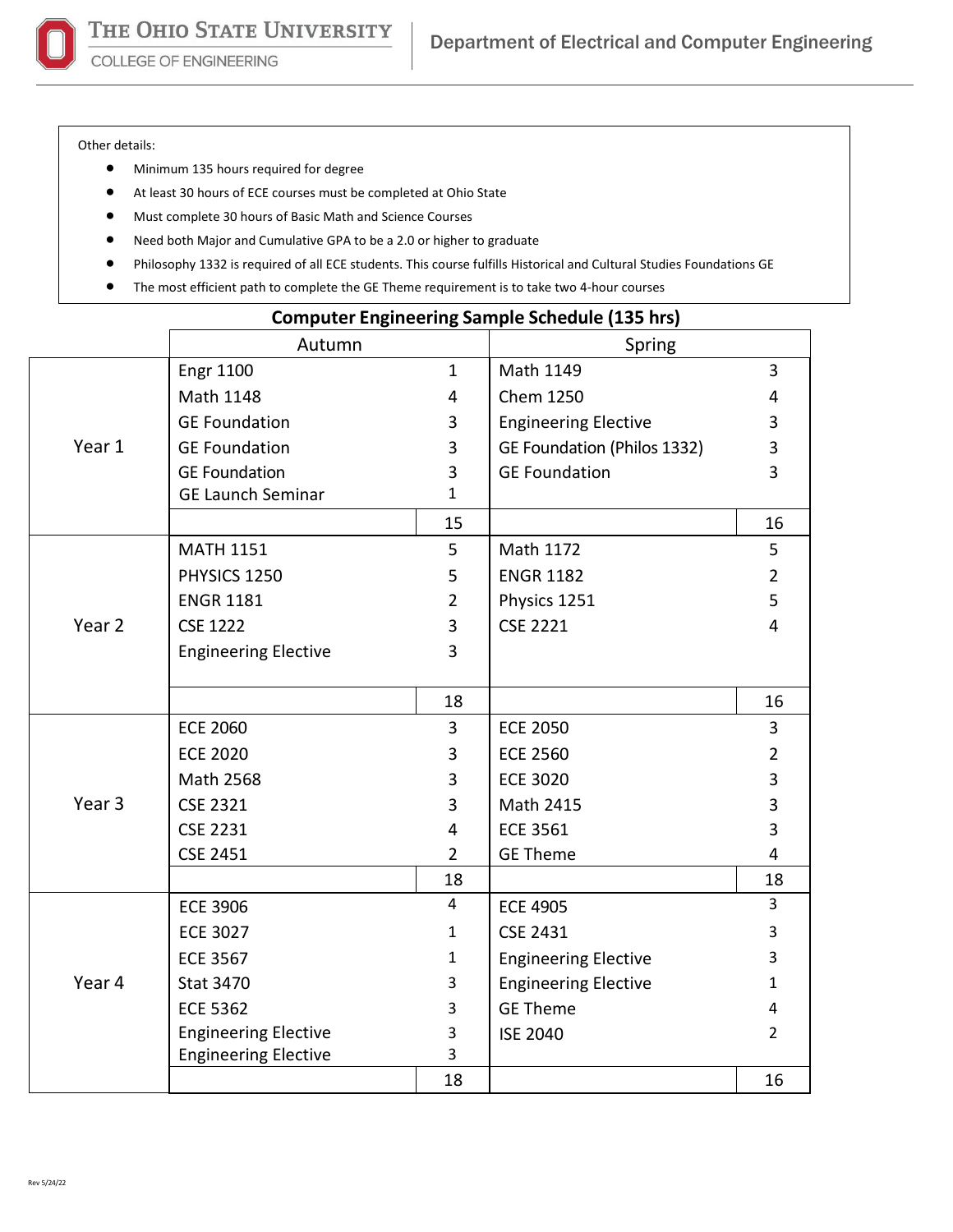Other details:

- Minimum 135 hours required for degree
- At least 30 hours of ECE courses must be completed at Ohio State
- Must complete 30 hours of Basic Math and Science Courses
- Need both Major and Cumulative GPA to be a 2.0 or higher to graduate
- Philosophy 1332 is required of all ECE students. This course fulfills Historical and Cultural Studies Foundations GE
- The most efficient path to complete the GE Theme requirement is to take two 4-hour courses

## Computer Engineering Sample Schedule (135 hrs)

| | Autumn | | Spring | |
|---|---|---|---|---|
| Year 1 | Engr 1100 | 1 | Math 1149 | 3 |
| | Math 1148 | 4 | Chem 1250 | 4 |
| | GE Foundation | 3 | Engineering Elective | 3 |
| | GE Foundation | 3 | GE Foundation (Philos 1332) | 3 |
| | GE Foundation | 3 | GE Foundation | 3 |
| | GE Launch Seminar | 1 | | |
| | | 15 | | 16 |
| Year 2 | MATH 1151 | 5 | Math 1172 | 5 |
| | PHYSICS 1250 | 5 | ENGR 1182 | 2 |
| | ENGR 1181 | 2 | Physics 1251 | 5 |
| | CSE 1222 | 3 | CSE 2221 | 4 |
| | Engineering Elective | 3 | | |
| | | 18 | | 16 |
| Year 3 | ECE 2060 | 3 | ECE 2050 | 3 |
| | ECE 2020 | 3 | ECE 2560 | 2 |
| | Math 2568 | 3 | ECE 3020 | 3 |
| | CSE 2321 | 3 | Math 2415 | 3 |
| | CSE 2231 | 4 | ECE 3561 | 3 |
| | CSE 2451 | 2 | GE Theme | 4 |
| | | 18 | | 18 |
| Year 4 | ECE 3906 | 4 | ECE 4905 | 3 |
| | ECE 3027 | 1 | CSE 2431 | 3 |
| | ECE 3567 | 1 | Engineering Elective | 3 |
| | Stat 3470 | 3 | Engineering Elective | 1 |
| | ECE 5362 | 3 | GE Theme | 4 |
| | Engineering Elective | 3 | ISE 2040 | 2 |
| | Engineering Elective | 3 | | |
| | | 18 | | 16 |

Rev 5/24/22